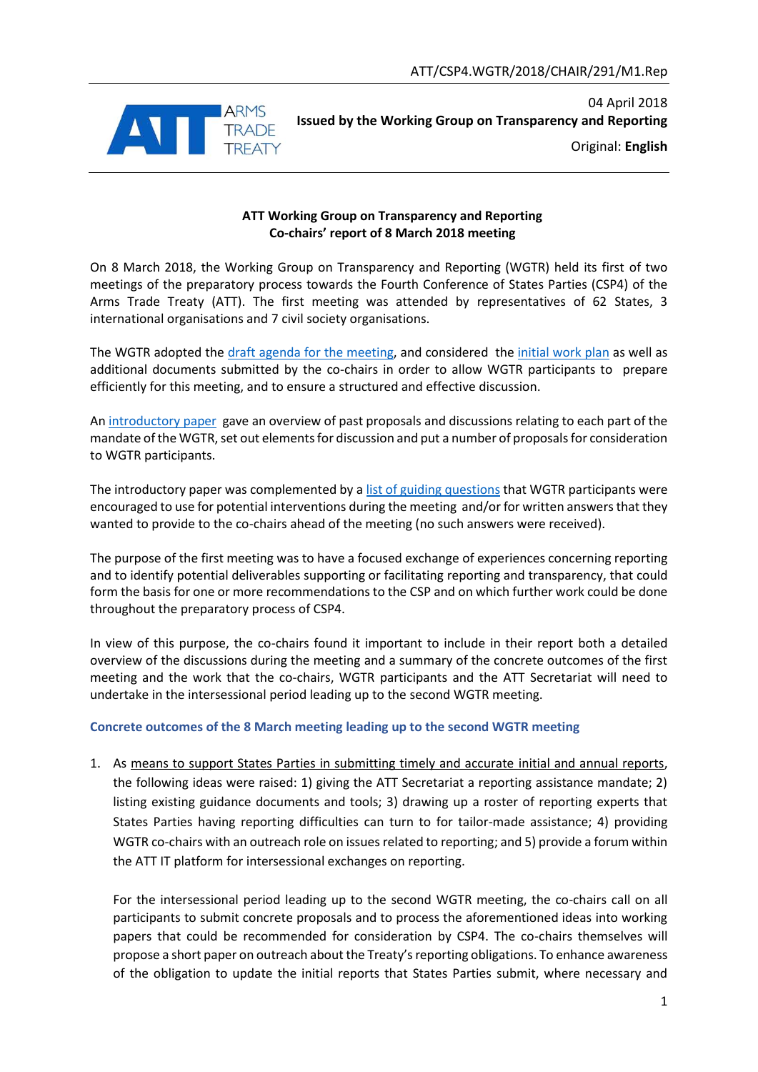ATT/CSP4.WGTR/2018/CHAIR/291/M1.Rep

04 April 2018

**Issued by the Working Group on Transparency and Reporting**

Original: **English**

**ATT Working Group on Transparency and Reporting**
**Co-chairs' report of 8 March 2018 meeting**

On 8 March 2018, the Working Group on Transparency and Reporting (WGTR) held its first of two meetings of the preparatory process towards the Fourth Conference of States Parties (CSP4) of the Arms Trade Treaty (ATT). The first meeting was attended by representatives of 62 States, 3 international organisations and 7 civil society organisations.

The WGTR adopted the draft agenda for the meeting, and considered the initial work plan as well as additional documents submitted by the co-chairs in order to allow WGTR participants to prepare efficiently for this meeting, and to ensure a structured and effective discussion.

An introductory paper gave an overview of past proposals and discussions relating to each part of the mandate of the WGTR, set out elements for discussion and put a number of proposals for consideration to WGTR participants.

The introductory paper was complemented by a list of guiding questions that WGTR participants were encouraged to use for potential interventions during the meeting and/or for written answers that they wanted to provide to the co-chairs ahead of the meeting (no such answers were received).

The purpose of the first meeting was to have a focused exchange of experiences concerning reporting and to identify potential deliverables supporting or facilitating reporting and transparency, that could form the basis for one or more recommendations to the CSP and on which further work could be done throughout the preparatory process of CSP4.

In view of this purpose, the co-chairs found it important to include in their report both a detailed overview of the discussions during the meeting and a summary of the concrete outcomes of the first meeting and the work that the co-chairs, WGTR participants and the ATT Secretariat will need to undertake in the intersessional period leading up to the second WGTR meeting.

## Concrete outcomes of the 8 March meeting leading up to the second WGTR meeting

1. As means to support States Parties in submitting timely and accurate initial and annual reports, the following ideas were raised: 1) giving the ATT Secretariat a reporting assistance mandate; 2) listing existing guidance documents and tools; 3) drawing up a roster of reporting experts that States Parties having reporting difficulties can turn to for tailor-made assistance; 4) providing WGTR co-chairs with an outreach role on issues related to reporting; and 5) provide a forum within the ATT IT platform for intersessional exchanges on reporting.

   For the intersessional period leading up to the second WGTR meeting, the co-chairs call on all participants to submit concrete proposals and to process the aforementioned ideas into working papers that could be recommended for consideration by CSP4. The co-chairs themselves will propose a short paper on outreach about the Treaty's reporting obligations. To enhance awareness of the obligation to update the initial reports that States Parties submit, where necessary and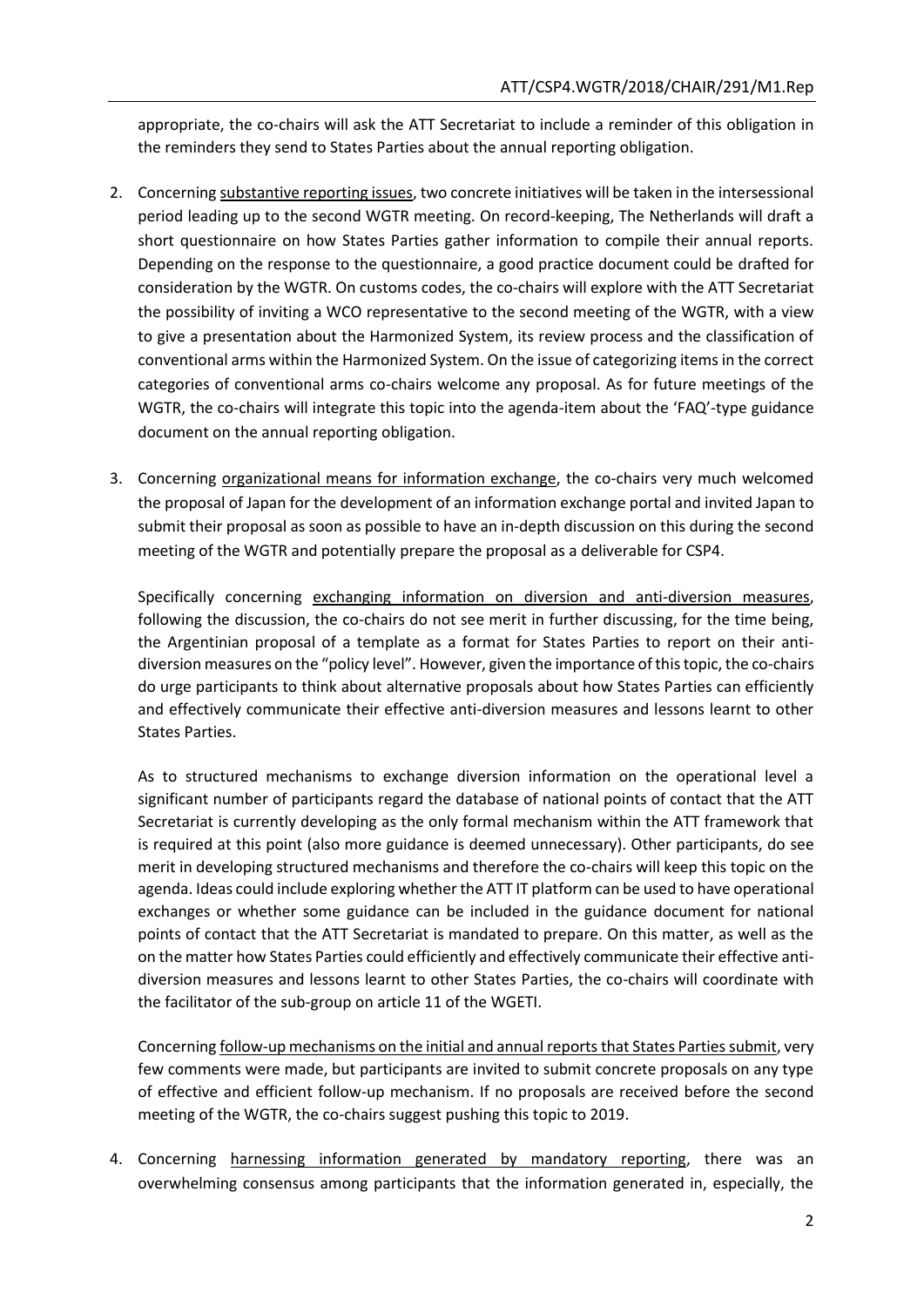appropriate, the co-chairs will ask the ATT Secretariat to include a reminder of this obligation in the reminders they send to States Parties about the annual reporting obligation.

2. Concerning substantive reporting issues, two concrete initiatives will be taken in the intersessional period leading up to the second WGTR meeting. On record-keeping, The Netherlands will draft a short questionnaire on how States Parties gather information to compile their annual reports. Depending on the response to the questionnaire, a good practice document could be drafted for consideration by the WGTR. On customs codes, the co-chairs will explore with the ATT Secretariat the possibility of inviting a WCO representative to the second meeting of the WGTR, with a view to give a presentation about the Harmonized System, its review process and the classification of conventional arms within the Harmonized System. On the issue of categorizing items in the correct categories of conventional arms co-chairs welcome any proposal. As for future meetings of the WGTR, the co-chairs will integrate this topic into the agenda-item about the 'FAQ'-type guidance document on the annual reporting obligation.

3. Concerning organizational means for information exchange, the co-chairs very much welcomed the proposal of Japan for the development of an information exchange portal and invited Japan to submit their proposal as soon as possible to have an in-depth discussion on this during the second meeting of the WGTR and potentially prepare the proposal as a deliverable for CSP4.

   Specifically concerning exchanging information on diversion and anti-diversion measures, following the discussion, the co-chairs do not see merit in further discussing, for the time being, the Argentinian proposal of a template as a format for States Parties to report on their anti-diversion measures on the "policy level". However, given the importance of this topic, the co-chairs do urge participants to think about alternative proposals about how States Parties can efficiently and effectively communicate their effective anti-diversion measures and lessons learnt to other States Parties.

   As to structured mechanisms to exchange diversion information on the operational level a significant number of participants regard the database of national points of contact that the ATT Secretariat is currently developing as the only formal mechanism within the ATT framework that is required at this point (also more guidance is deemed unnecessary). Other participants, do see merit in developing structured mechanisms and therefore the co-chairs will keep this topic on the agenda. Ideas could include exploring whether the ATT IT platform can be used to have operational exchanges or whether some guidance can be included in the guidance document for national points of contact that the ATT Secretariat is mandated to prepare. On this matter, as well as the on the matter how States Parties could efficiently and effectively communicate their effective anti-diversion measures and lessons learnt to other States Parties, the co-chairs will coordinate with the facilitator of the sub-group on article 11 of the WGETI.

   Concerning follow-up mechanisms on the initial and annual reports that States Parties submit, very few comments were made, but participants are invited to submit concrete proposals on any type of effective and efficient follow-up mechanism. If no proposals are received before the second meeting of the WGTR, the co-chairs suggest pushing this topic to 2019.

4. Concerning harnessing information generated by mandatory reporting, there was an overwhelming consensus among participants that the information generated in, especially, the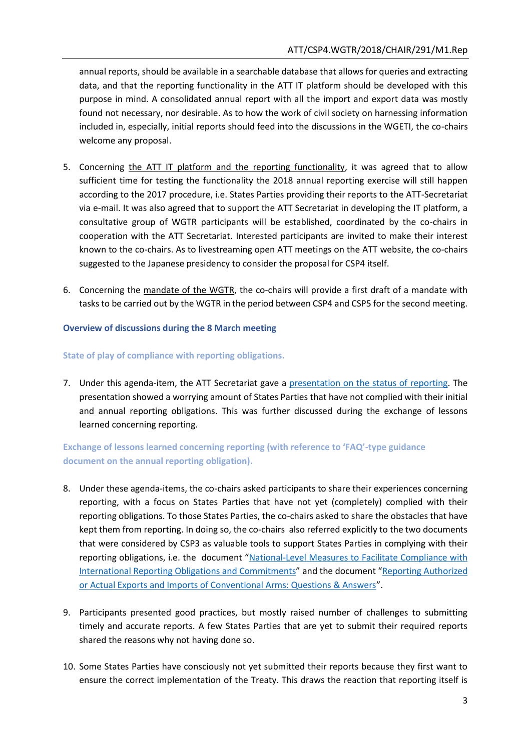annual reports, should be available in a searchable database that allows for queries and extracting data, and that the reporting functionality in the ATT IT platform should be developed with this purpose in mind. A consolidated annual report with all the import and export data was mostly found not necessary, nor desirable. As to how the work of civil society on harnessing information included in, especially, initial reports should feed into the discussions in the WGETI, the co-chairs welcome any proposal.

5. Concerning the ATT IT platform and the reporting functionality, it was agreed that to allow sufficient time for testing the functionality the 2018 annual reporting exercise will still happen according to the 2017 procedure, i.e. States Parties providing their reports to the ATT-Secretariat via e-mail. It was also agreed that to support the ATT Secretariat in developing the IT platform, a consultative group of WGTR participants will be established, coordinated by the co-chairs in cooperation with the ATT Secretariat. Interested participants are invited to make their interest known to the co-chairs. As to livestreaming open ATT meetings on the ATT website, the co-chairs suggested to the Japanese presidency to consider the proposal for CSP4 itself.

6. Concerning the mandate of the WGTR, the co-chairs will provide a first draft of a mandate with tasks to be carried out by the WGTR in the period between CSP4 and CSP5 for the second meeting.

### Overview of discussions during the 8 March meeting

#### State of play of compliance with reporting obligations.

7. Under this agenda-item, the ATT Secretariat gave a presentation on the status of reporting. The presentation showed a worrying amount of States Parties that have not complied with their initial and annual reporting obligations. This was further discussed during the exchange of lessons learned concerning reporting.

#### Exchange of lessons learned concerning reporting (with reference to 'FAQ'-type guidance document on the annual reporting obligation).

8. Under these agenda-items, the co-chairs asked participants to share their experiences concerning reporting, with a focus on States Parties that have not yet (completely) complied with their reporting obligations. To those States Parties, the co-chairs asked to share the obstacles that have kept them from reporting. In doing so, the co-chairs also referred explicitly to the two documents that were considered by CSP3 as valuable tools to support States Parties in complying with their reporting obligations, i.e. the document "National-Level Measures to Facilitate Compliance with International Reporting Obligations and Commitments" and the document "Reporting Authorized or Actual Exports and Imports of Conventional Arms: Questions & Answers".

9. Participants presented good practices, but mostly raised number of challenges to submitting timely and accurate reports. A few States Parties that are yet to submit their required reports shared the reasons why not having done so.

10. Some States Parties have consciously not yet submitted their reports because they first want to ensure the correct implementation of the Treaty. This draws the reaction that reporting itself is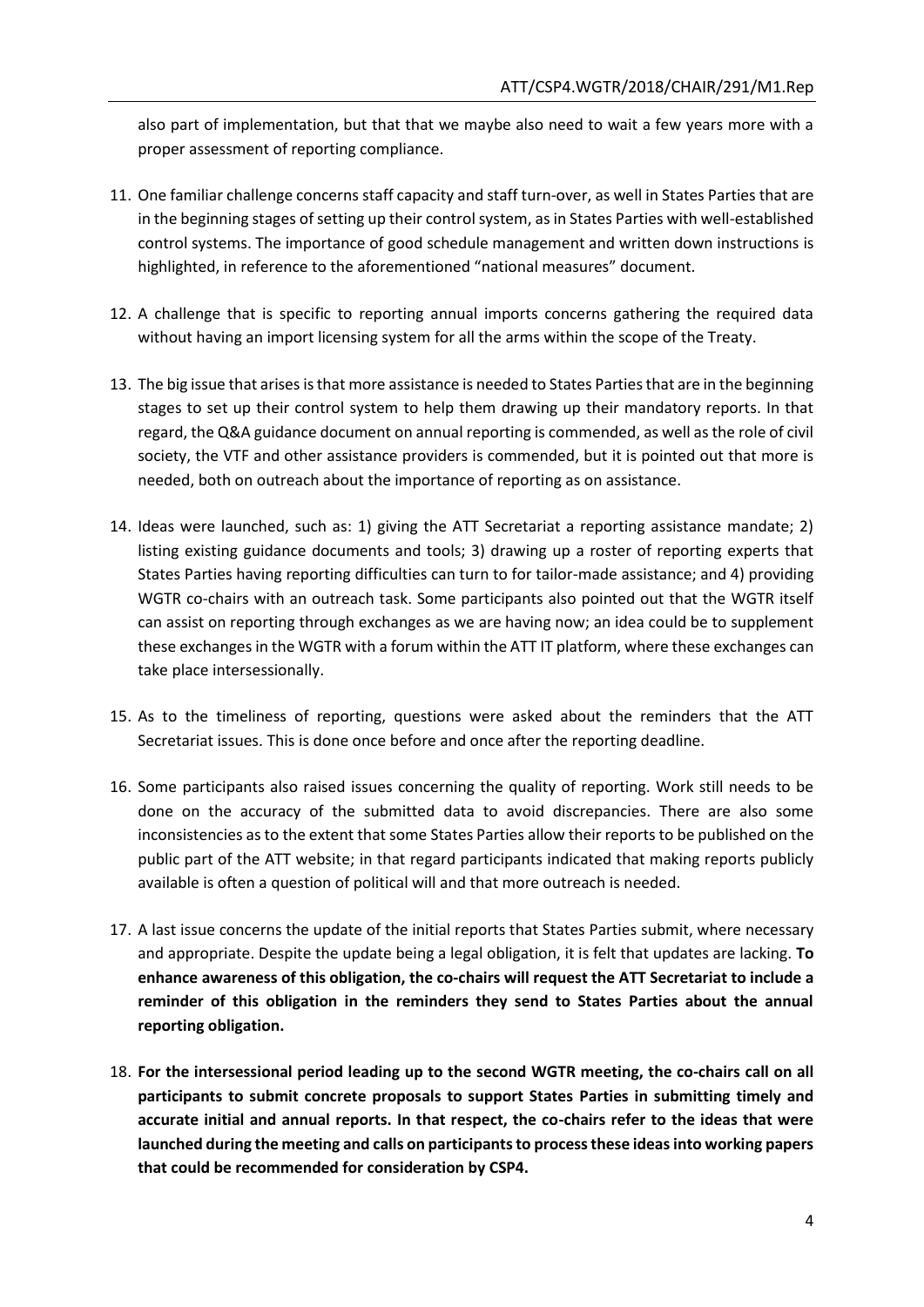also part of implementation, but that that we maybe also need to wait a few years more with a proper assessment of reporting compliance.

11. One familiar challenge concerns staff capacity and staff turn-over, as well in States Parties that are in the beginning stages of setting up their control system, as in States Parties with well-established control systems. The importance of good schedule management and written down instructions is highlighted, in reference to the aforementioned "national measures" document.

12. A challenge that is specific to reporting annual imports concerns gathering the required data without having an import licensing system for all the arms within the scope of the Treaty.

13. The big issue that arises is that more assistance is needed to States Parties that are in the beginning stages to set up their control system to help them drawing up their mandatory reports. In that regard, the Q&A guidance document on annual reporting is commended, as well as the role of civil society, the VTF and other assistance providers is commended, but it is pointed out that more is needed, both on outreach about the importance of reporting as on assistance.

14. Ideas were launched, such as: 1) giving the ATT Secretariat a reporting assistance mandate; 2) listing existing guidance documents and tools; 3) drawing up a roster of reporting experts that States Parties having reporting difficulties can turn to for tailor-made assistance; and 4) providing WGTR co-chairs with an outreach task. Some participants also pointed out that the WGTR itself can assist on reporting through exchanges as we are having now; an idea could be to supplement these exchanges in the WGTR with a forum within the ATT IT platform, where these exchanges can take place intersessionally.

15. As to the timeliness of reporting, questions were asked about the reminders that the ATT Secretariat issues. This is done once before and once after the reporting deadline.

16. Some participants also raised issues concerning the quality of reporting. Work still needs to be done on the accuracy of the submitted data to avoid discrepancies. There are also some inconsistencies as to the extent that some States Parties allow their reports to be published on the public part of the ATT website; in that regard participants indicated that making reports publicly available is often a question of political will and that more outreach is needed.

17. A last issue concerns the update of the initial reports that States Parties submit, where necessary and appropriate. Despite the update being a legal obligation, it is felt that updates are lacking. **To enhance awareness of this obligation, the co-chairs will request the ATT Secretariat to include a reminder of this obligation in the reminders they send to States Parties about the annual reporting obligation.**

18. **For the intersessional period leading up to the second WGTR meeting, the co-chairs call on all participants to submit concrete proposals to support States Parties in submitting timely and accurate initial and annual reports. In that respect, the co-chairs refer to the ideas that were launched during the meeting and calls on participants to process these ideas into working papers that could be recommended for consideration by CSP4.**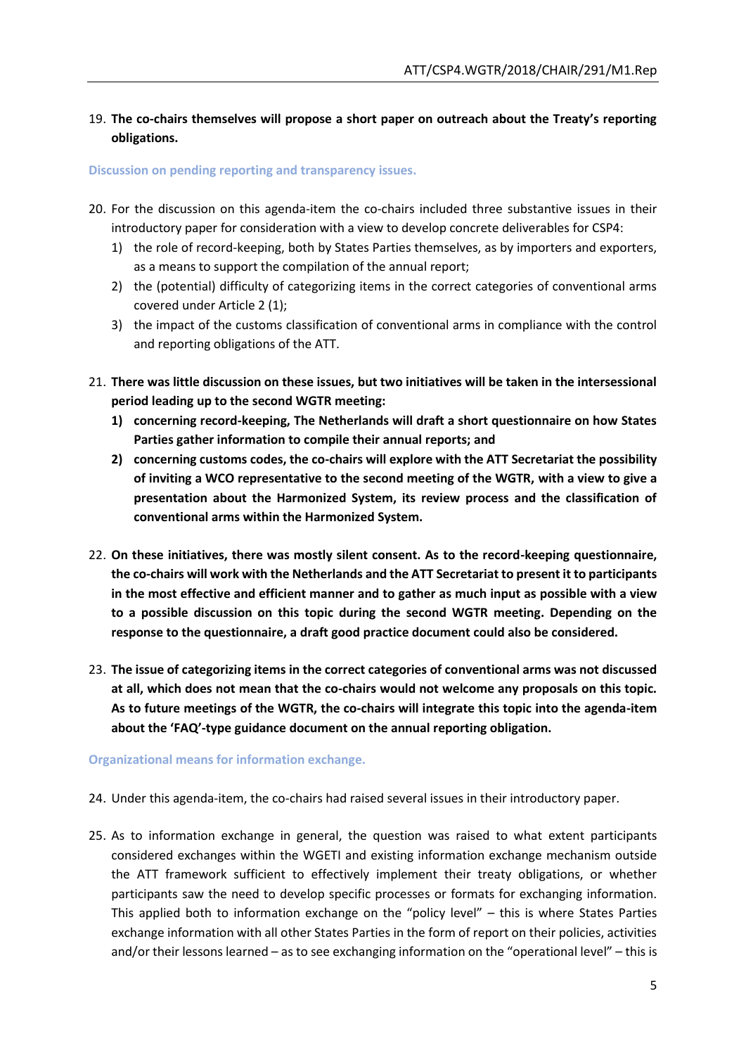19. **The co-chairs themselves will propose a short paper on outreach about the Treaty's reporting obligations.**

**Discussion on pending reporting and transparency issues.**

20. For the discussion on this agenda-item the co-chairs included three substantive issues in their introductory paper for consideration with a view to develop concrete deliverables for CSP4:
    1) the role of record-keeping, both by States Parties themselves, as by importers and exporters, as a means to support the compilation of the annual report;
    2) the (potential) difficulty of categorizing items in the correct categories of conventional arms covered under Article 2 (1);
    3) the impact of the customs classification of conventional arms in compliance with the control and reporting obligations of the ATT.

21. **There was little discussion on these issues, but two initiatives will be taken in the intersessional period leading up to the second WGTR meeting:**
    1) **concerning record-keeping, The Netherlands will draft a short questionnaire on how States Parties gather information to compile their annual reports; and**
    2) **concerning customs codes, the co-chairs will explore with the ATT Secretariat the possibility of inviting a WCO representative to the second meeting of the WGTR, with a view to give a presentation about the Harmonized System, its review process and the classification of conventional arms within the Harmonized System.**

22. **On these initiatives, there was mostly silent consent. As to the record-keeping questionnaire, the co-chairs will work with the Netherlands and the ATT Secretariat to present it to participants in the most effective and efficient manner and to gather as much input as possible with a view to a possible discussion on this topic during the second WGTR meeting. Depending on the response to the questionnaire, a draft good practice document could also be considered.**

23. **The issue of categorizing items in the correct categories of conventional arms was not discussed at all, which does not mean that the co-chairs would not welcome any proposals on this topic. As to future meetings of the WGTR, the co-chairs will integrate this topic into the agenda-item about the 'FAQ'-type guidance document on the annual reporting obligation.**

**Organizational means for information exchange.**

24. Under this agenda-item, the co-chairs had raised several issues in their introductory paper.

25. As to information exchange in general, the question was raised to what extent participants considered exchanges within the WGETI and existing information exchange mechanism outside the ATT framework sufficient to effectively implement their treaty obligations, or whether participants saw the need to develop specific processes or formats for exchanging information. This applied both to information exchange on the "policy level" – this is where States Parties exchange information with all other States Parties in the form of report on their policies, activities and/or their lessons learned – as to see exchanging information on the "operational level" – this is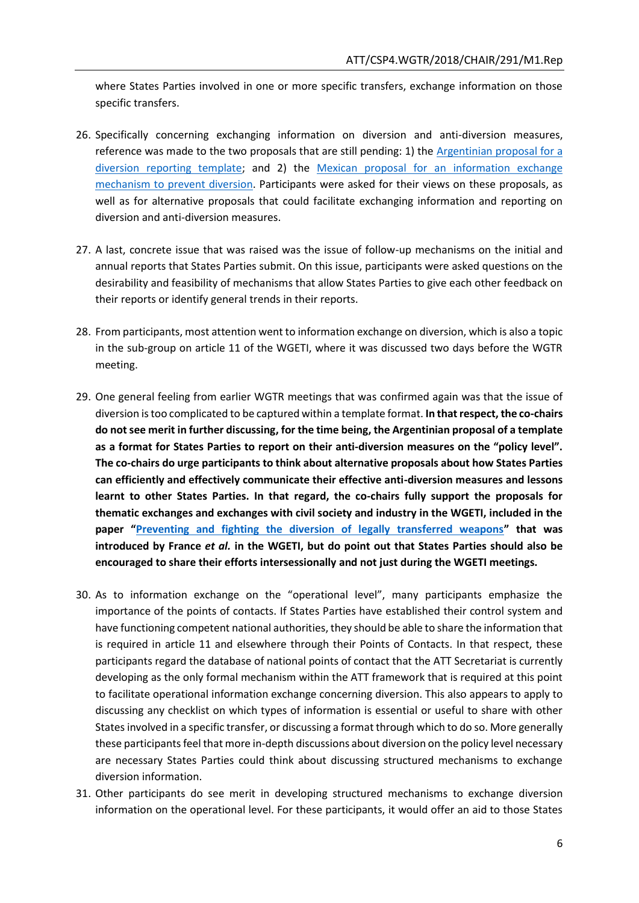where States Parties involved in one or more specific transfers, exchange information on those specific transfers.

26. Specifically concerning exchanging information on diversion and anti-diversion measures, reference was made to the two proposals that are still pending: 1) the Argentinian proposal for a diversion reporting template; and 2) the Mexican proposal for an information exchange mechanism to prevent diversion. Participants were asked for their views on these proposals, as well as for alternative proposals that could facilitate exchanging information and reporting on diversion and anti-diversion measures.

27. A last, concrete issue that was raised was the issue of follow-up mechanisms on the initial and annual reports that States Parties submit. On this issue, participants were asked questions on the desirability and feasibility of mechanisms that allow States Parties to give each other feedback on their reports or identify general trends in their reports.

28. From participants, most attention went to information exchange on diversion, which is also a topic in the sub-group on article 11 of the WGETI, where it was discussed two days before the WGTR meeting.

29. One general feeling from earlier WGTR meetings that was confirmed again was that the issue of diversion is too complicated to be captured within a template format. **In that respect, the co-chairs do not see merit in further discussing, for the time being, the Argentinian proposal of a template as a format for States Parties to report on their anti-diversion measures on the "policy level". The co-chairs do urge participants to think about alternative proposals about how States Parties can efficiently and effectively communicate their effective anti-diversion measures and lessons learnt to other States Parties. In that regard, the co-chairs fully support the proposals for thematic exchanges and exchanges with civil society and industry in the WGETI, included in the paper "Preventing and fighting the diversion of legally transferred weapons" that was introduced by France *et al.* in the WGETI, but do point out that States Parties should also be encouraged to share their efforts intersessionally and not just during the WGETI meetings.**

30. As to information exchange on the "operational level", many participants emphasize the importance of the points of contacts. If States Parties have established their control system and have functioning competent national authorities, they should be able to share the information that is required in article 11 and elsewhere through their Points of Contacts. In that respect, these participants regard the database of national points of contact that the ATT Secretariat is currently developing as the only formal mechanism within the ATT framework that is required at this point to facilitate operational information exchange concerning diversion. This also appears to apply to discussing any checklist on which types of information is essential or useful to share with other States involved in a specific transfer, or discussing a format through which to do so. More generally these participants feel that more in-depth discussions about diversion on the policy level necessary are necessary States Parties could think about discussing structured mechanisms to exchange diversion information.

31. Other participants do see merit in developing structured mechanisms to exchange diversion information on the operational level. For these participants, it would offer an aid to those States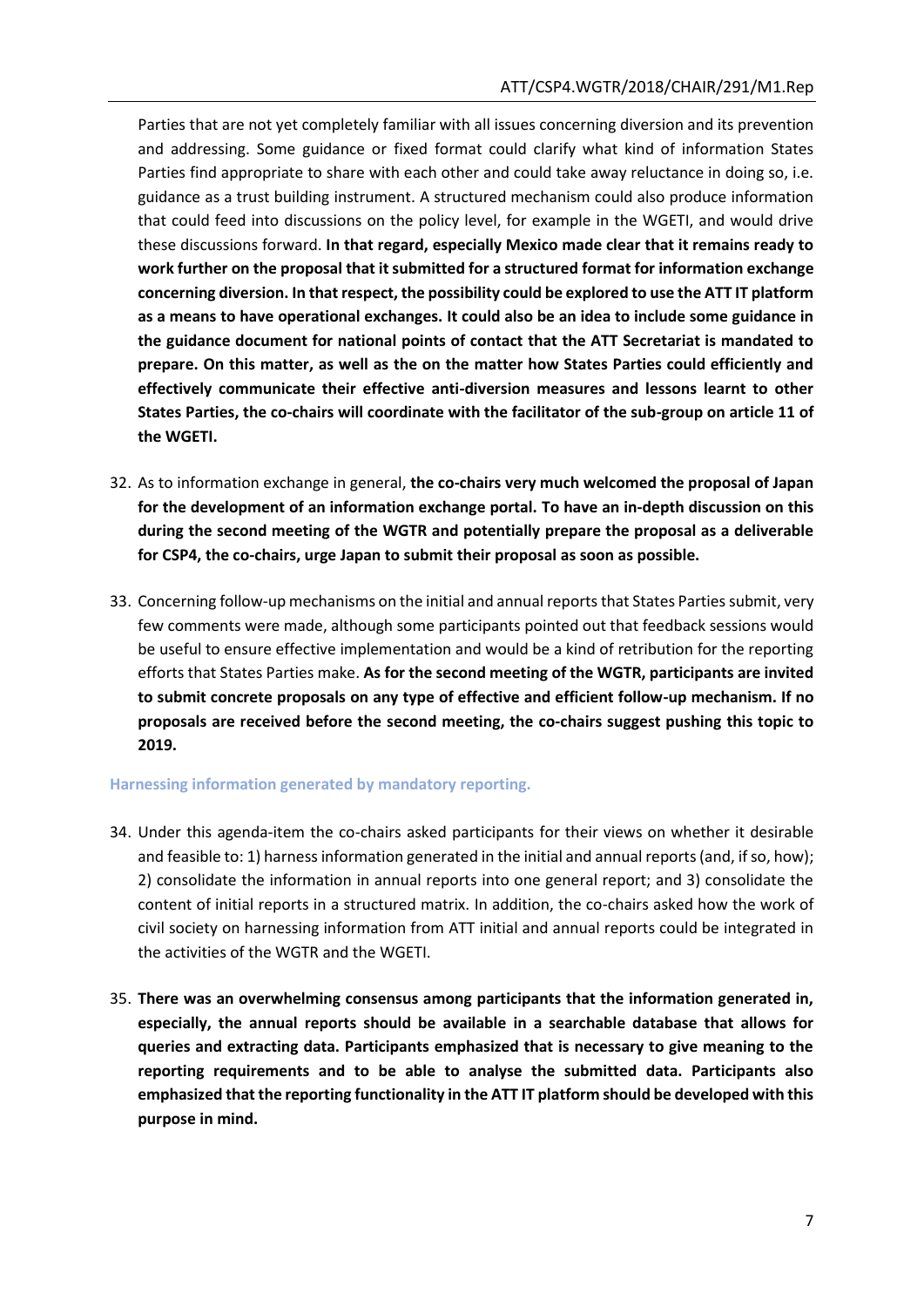Parties that are not yet completely familiar with all issues concerning diversion and its prevention and addressing. Some guidance or fixed format could clarify what kind of information States Parties find appropriate to share with each other and could take away reluctance in doing so, i.e. guidance as a trust building instrument. A structured mechanism could also produce information that could feed into discussions on the policy level, for example in the WGETI, and would drive these discussions forward. **In that regard, especially Mexico made clear that it remains ready to work further on the proposal that it submitted for a structured format for information exchange concerning diversion. In that respect, the possibility could be explored to use the ATT IT platform as a means to have operational exchanges. It could also be an idea to include some guidance in the guidance document for national points of contact that the ATT Secretariat is mandated to prepare. On this matter, as well as the on the matter how States Parties could efficiently and effectively communicate their effective anti-diversion measures and lessons learnt to other States Parties, the co-chairs will coordinate with the facilitator of the sub-group on article 11 of the WGETI.**

32. As to information exchange in general, **the co-chairs very much welcomed the proposal of Japan for the development of an information exchange portal. To have an in-depth discussion on this during the second meeting of the WGTR and potentially prepare the proposal as a deliverable for CSP4, the co-chairs, urge Japan to submit their proposal as soon as possible.**

33. Concerning follow-up mechanisms on the initial and annual reports that States Parties submit, very few comments were made, although some participants pointed out that feedback sessions would be useful to ensure effective implementation and would be a kind of retribution for the reporting efforts that States Parties make. **As for the second meeting of the WGTR, participants are invited to submit concrete proposals on any type of effective and efficient follow-up mechanism. If no proposals are received before the second meeting, the co-chairs suggest pushing this topic to 2019.**

### Harnessing information generated by mandatory reporting.

34. Under this agenda-item the co-chairs asked participants for their views on whether it desirable and feasible to: 1) harness information generated in the initial and annual reports (and, if so, how); 2) consolidate the information in annual reports into one general report; and 3) consolidate the content of initial reports in a structured matrix. In addition, the co-chairs asked how the work of civil society on harnessing information from ATT initial and annual reports could be integrated in the activities of the WGTR and the WGETI.

35. **There was an overwhelming consensus among participants that the information generated in, especially, the annual reports should be available in a searchable database that allows for queries and extracting data. Participants emphasized that is necessary to give meaning to the reporting requirements and to be able to analyse the submitted data. Participants also emphasized that the reporting functionality in the ATT IT platform should be developed with this purpose in mind.**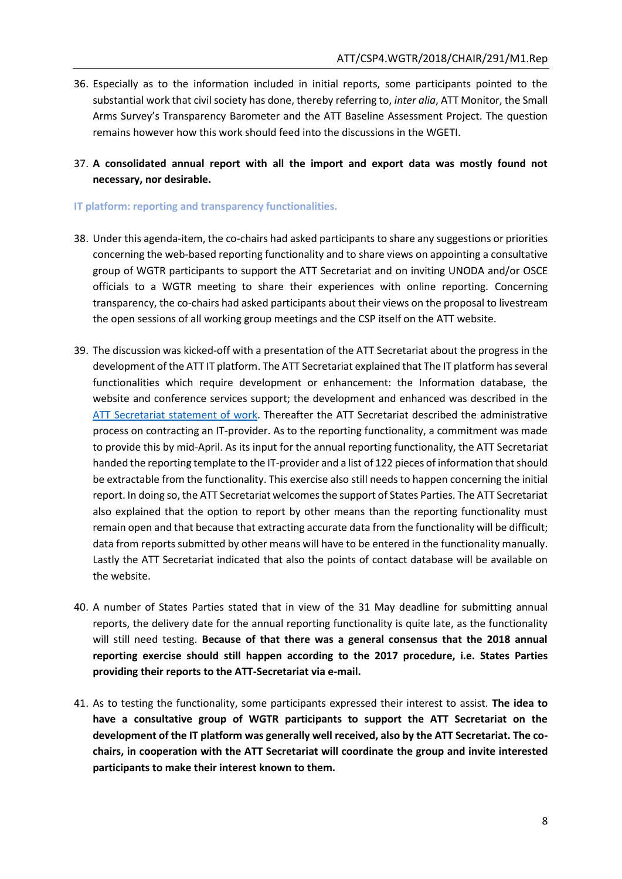36. Especially as to the information included in initial reports, some participants pointed to the substantial work that civil society has done, thereby referring to, *inter alia*, ATT Monitor, the Small Arms Survey's Transparency Barometer and the ATT Baseline Assessment Project. The question remains however how this work should feed into the discussions in the WGETI.

37. **A consolidated annual report with all the import and export data was mostly found not necessary, nor desirable.**

### IT platform: reporting and transparency functionalities.

38. Under this agenda-item, the co-chairs had asked participants to share any suggestions or priorities concerning the web-based reporting functionality and to share views on appointing a consultative group of WGTR participants to support the ATT Secretariat and on inviting UNODA and/or OSCE officials to a WGTR meeting to share their experiences with online reporting. Concerning transparency, the co-chairs had asked participants about their views on the proposal to livestream the open sessions of all working group meetings and the CSP itself on the ATT website.

39. The discussion was kicked-off with a presentation of the ATT Secretariat about the progress in the development of the ATT IT platform. The ATT Secretariat explained that The IT platform has several functionalities which require development or enhancement: the Information database, the website and conference services support; the development and enhanced was described in the ATT Secretariat statement of work. Thereafter the ATT Secretariat described the administrative process on contracting an IT-provider. As to the reporting functionality, a commitment was made to provide this by mid-April. As its input for the annual reporting functionality, the ATT Secretariat handed the reporting template to the IT-provider and a list of 122 pieces of information that should be extractable from the functionality. This exercise also still needs to happen concerning the initial report. In doing so, the ATT Secretariat welcomes the support of States Parties. The ATT Secretariat also explained that the option to report by other means than the reporting functionality must remain open and that because that extracting accurate data from the functionality will be difficult; data from reports submitted by other means will have to be entered in the functionality manually. Lastly the ATT Secretariat indicated that also the points of contact database will be available on the website.

40. A number of States Parties stated that in view of the 31 May deadline for submitting annual reports, the delivery date for the annual reporting functionality is quite late, as the functionality will still need testing. **Because of that there was a general consensus that the 2018 annual reporting exercise should still happen according to the 2017 procedure, i.e. States Parties providing their reports to the ATT-Secretariat via e-mail.**

41. As to testing the functionality, some participants expressed their interest to assist. **The idea to have a consultative group of WGTR participants to support the ATT Secretariat on the development of the IT platform was generally well received, also by the ATT Secretariat. The co-chairs, in cooperation with the ATT Secretariat will coordinate the group and invite interested participants to make their interest known to them.**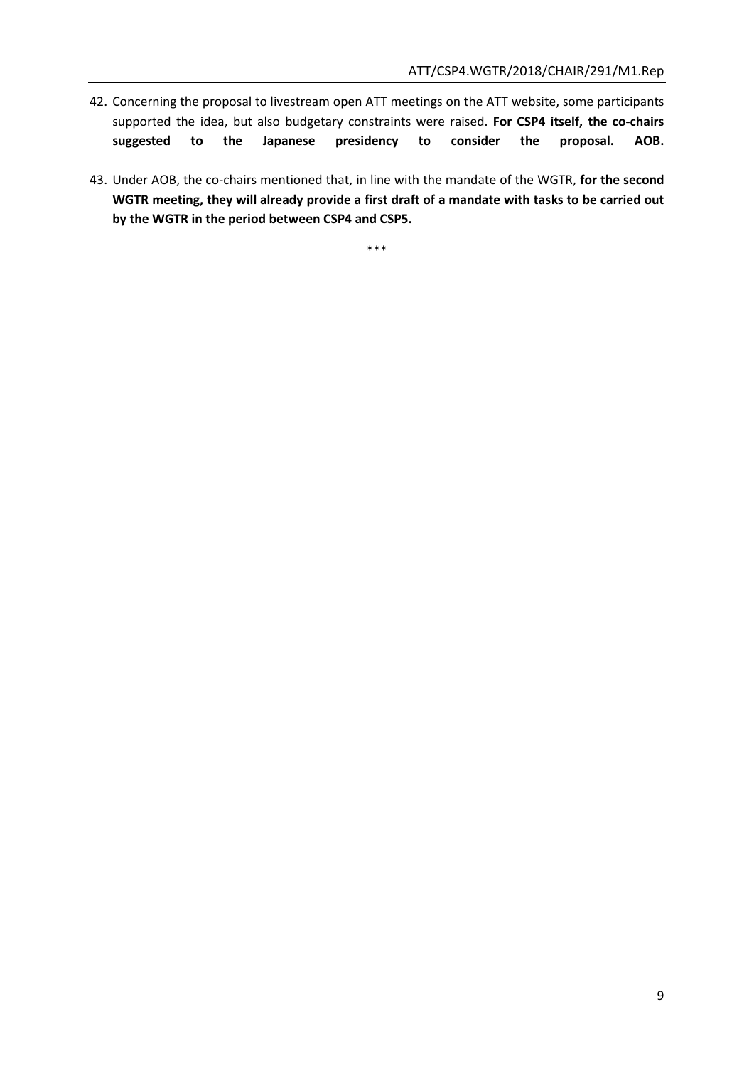42. Concerning the proposal to livestream open ATT meetings on the ATT website, some participants supported the idea, but also budgetary constraints were raised. **For CSP4 itself, the co-chairs suggested to the Japanese presidency to consider the proposal. AOB.**

43. Under AOB, the co-chairs mentioned that, in line with the mandate of the WGTR, **for the second WGTR meeting, they will already provide a first draft of a mandate with tasks to be carried out by the WGTR in the period between CSP4 and CSP5.**

\*\*\*